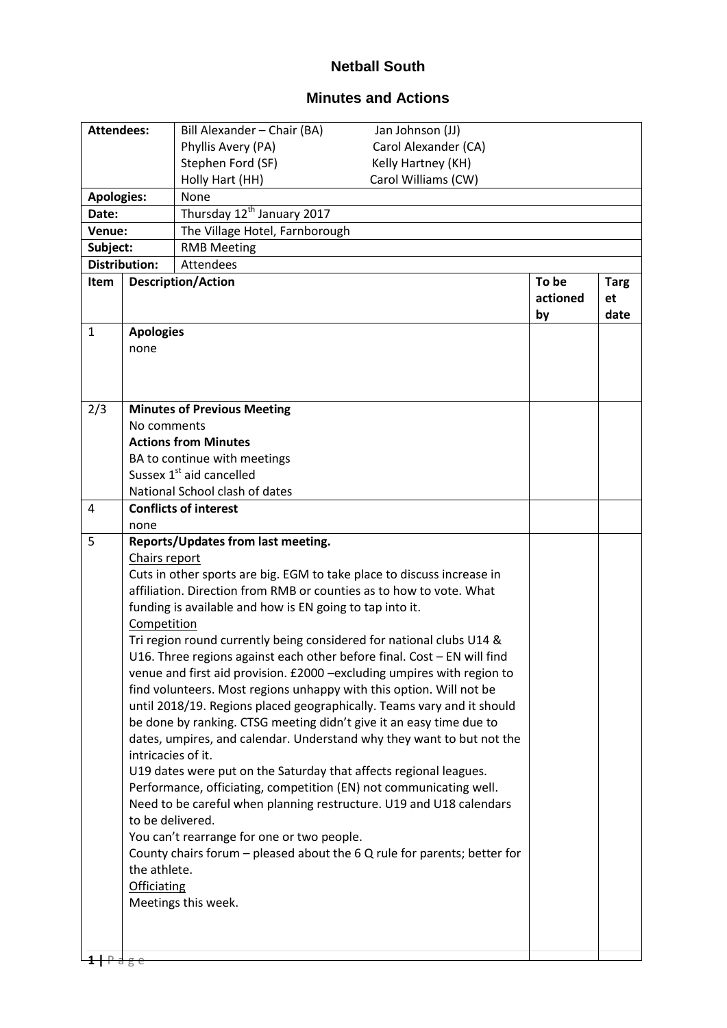# Netball South

## Minutes and Actions

| | | | |
|---|---|---|---|
| **Attendees:** | Bill Alexander – Chair (BA)<br>Phyllis Avery (PA)<br>Stephen Ford (SF)<br>Holly Hart (HH)<br>Jan Johnson (JJ)<br>Carol Alexander (CA)<br>Kelly Hartney (KH)<br>Carol Williams (CW) | | |
| **Apologies:** | None | | |
| **Date:** | Thursday 12th January 2017 | | |
| **Venue:** | The Village Hotel, Farnborough | | |
| **Subject:** | RMB Meeting | | |
| **Distribution:** | Attendees | | |
| **Item** | **Description/Action** | **To be actioned by** | **Target date** |
| 1 | **Apologies**<br>none | | |
| 2/3 | **Minutes of Previous Meeting**<br>No comments<br>**Actions from Minutes**<br>BA to continue with meetings<br>Sussex 1st aid cancelled<br>National School clash of dates | | |
| 4 | **Conflicts of interest**<br>none | | |
| 5 | **Reports/Updates from last meeting.**<br>Chairs report<br>Cuts in other sports are big. EGM to take place to discuss increase in affiliation. Direction from RMB or counties as to how to vote. What funding is available and how is EN going to tap into it.<br>Competition<br>Tri region round currently being considered for national clubs U14 & U16. Three regions against each other before final. Cost – EN will find venue and first aid provision. £2000 –excluding umpires with region to find volunteers. Most regions unhappy with this option. Will not be until 2018/19. Regions placed geographically. Teams vary and it should be done by ranking. CTSG meeting didn't give it an easy time due to dates, umpires, and calendar. Understand why they want to but not the intricacies of it.<br>U19 dates were put on the Saturday that affects regional leagues. Performance, officiating, competition (EN) not communicating well. Need to be careful when planning restructure. U19 and U18 calendars to be delivered.<br>You can't rearrange for one or two people.<br>County chairs forum – pleased about the 6 Q rule for parents; better for the athlete.<br>Officiating<br>Meetings this week. | | |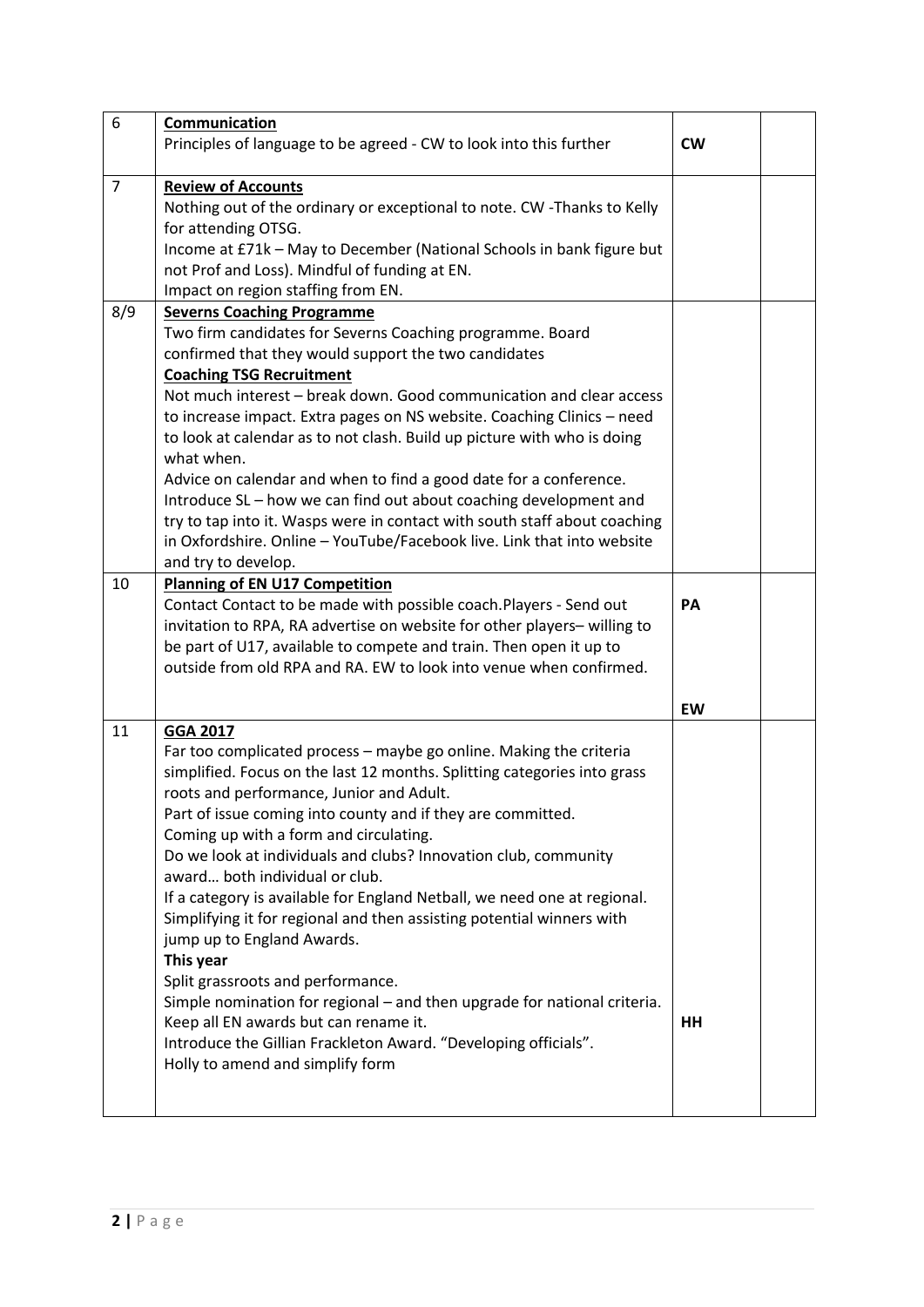| | | | |
|---|---|---|---|
| 6 | **Communication**<br>Principles of language to be agreed - CW to look into this further | **CW** | |
| 7 | **Review of Accounts**<br>Nothing out of the ordinary or exceptional to note. CW -Thanks to Kelly for attending OTSG.<br>Income at £71k – May to December (National Schools in bank figure but not Prof and Loss). Mindful of funding at EN.<br>Impact on region staffing from EN. | | |
| 8/9 | **Severns Coaching Programme**<br>Two firm candidates for Severns Coaching programme. Board confirmed that they would support the two candidates<br>**Coaching TSG Recruitment**<br>Not much interest – break down. Good communication and clear access to increase impact. Extra pages on NS website. Coaching Clinics – need to look at calendar as to not clash. Build up picture with who is doing what when.<br>Advice on calendar and when to find a good date for a conference.<br>Introduce SL – how we can find out about coaching development and try to tap into it. Wasps were in contact with south staff about coaching in Oxfordshire. Online – YouTube/Facebook live. Link that into website and try to develop. | | |
| 10 | **Planning of EN U17 Competition**<br>Contact Contact to be made with possible coach.Players - Send out invitation to RPA, RA advertise on website for other players– willing to be part of U17, available to compete and train. Then open it up to outside from old RPA and RA. EW to look into venue when confirmed. | **PA**<br><br>**EW** | |
| 11 | **GGA 2017**<br>Far too complicated process – maybe go online. Making the criteria simplified. Focus on the last 12 months. Splitting categories into grass roots and performance, Junior and Adult.<br>Part of issue coming into county and if they are committed.<br>Coming up with a form and circulating.<br>Do we look at individuals and clubs? Innovation club, community award… both individual or club.<br>If a category is available for England Netball, we need one at regional. Simplifying it for regional and then assisting potential winners with jump up to England Awards.<br>**This year**<br>Split grassroots and performance.<br>Simple nomination for regional – and then upgrade for national criteria.<br>Keep all EN awards but can rename it.<br>Introduce the Gillian Frackleton Award. "Developing officials".<br>Holly to amend and simplify form | **HH** | |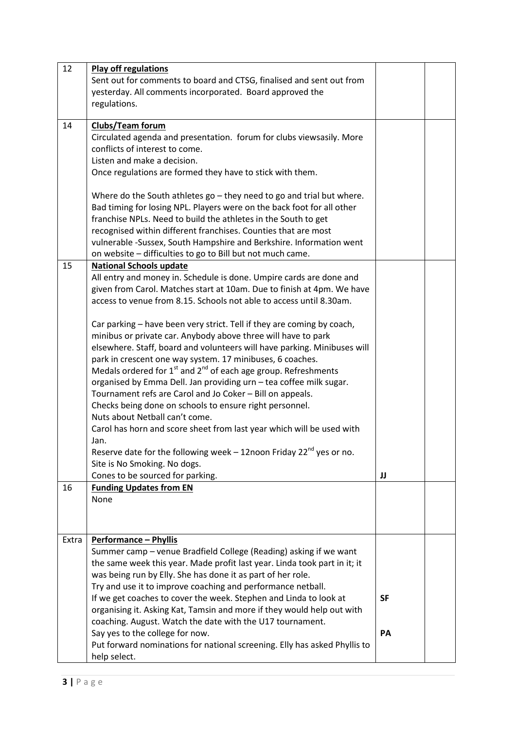| 12 | **Play off regulations**<br>Sent out for comments to board and CTSG, finalised and sent out from yesterday. All comments incorporated. Board approved the regulations. | | |
|---|---|---|---|
| 14 | **Clubs/Team forum**<br>Circulated agenda and presentation. forum for clubs viewsasily. More conflicts of interest to come.<br>Listen and make a decision.<br>Once regulations are formed they have to stick with them.<br><br>Where do the South athletes go – they need to go and trial but where. Bad timing for losing NPL. Players were on the back foot for all other franchise NPLs. Need to build the athletes in the South to get recognised within different franchises. Counties that are most vulnerable -Sussex, South Hampshire and Berkshire. Information went on website – difficulties to go to Bill but not much came. | | |
| 15 | **National Schools update**<br>All entry and money in. Schedule is done. Umpire cards are done and given from Carol. Matches start at 10am. Due to finish at 4pm. We have access to venue from 8.15. Schools not able to access until 8.30am.<br><br>Car parking – have been very strict. Tell if they are coming by coach, minibus or private car. Anybody above three will have to park elsewhere. Staff, board and volunteers will have parking. Minibuses will park in crescent one way system. 17 minibuses, 6 coaches.<br>Medals ordered for 1st and 2nd of each age group. Refreshments organised by Emma Dell. Jan providing urn – tea coffee milk sugar.<br>Tournament refs are Carol and Jo Coker – Bill on appeals.<br>Checks being done on schools to ensure right personnel.<br>Nuts about Netball can't come.<br>Carol has horn and score sheet from last year which will be used with Jan.<br>Reserve date for the following week – 12noon Friday 22nd yes or no.<br>Site is No Smoking. No dogs.<br>Cones to be sourced for parking. | JJ | |
| 16 | **Funding Updates from EN**<br>None | | |
| Extra | **Performance – Phyllis**<br>Summer camp – venue Bradfield College (Reading) asking if we want the same week this year. Made profit last year. Linda took part in it; it was being run by Elly. She has done it as part of her role.<br>Try and use it to improve coaching and performance netball.<br>If we get coaches to cover the week. Stephen and Linda to look at organising it. Asking Kat, Tamsin and more if they would help out with coaching. August. Watch the date with the U17 tournament.<br>Say yes to the college for now.<br>Put forward nominations for national screening. Elly has asked Phyllis to help select. | SF<br><br>PA | |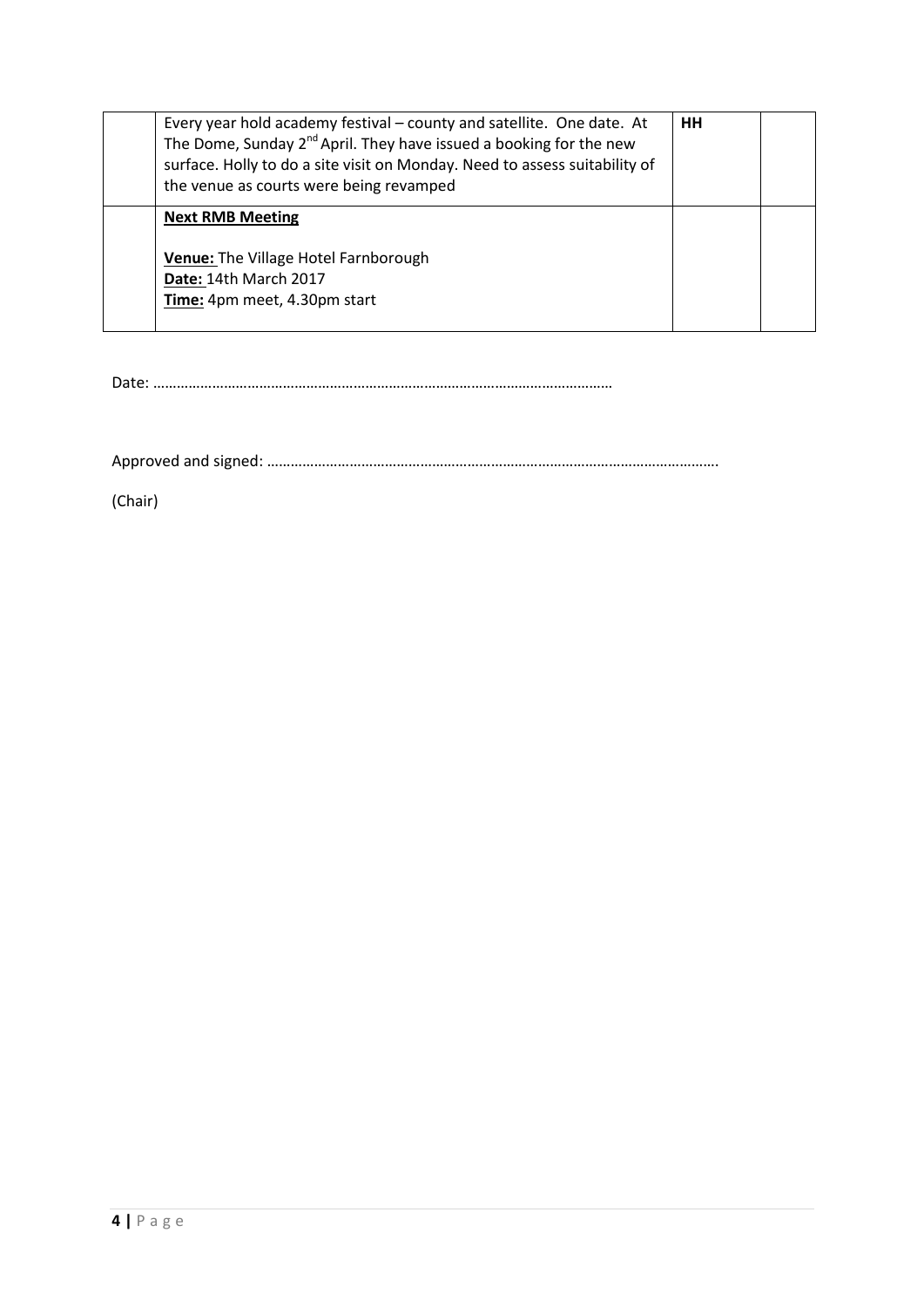| | | | |
|---|---|---|---|
| | Every year hold academy festival – county and satellite. One date. At The Dome, Sunday 2nd April. They have issued a booking for the new surface. Holly to do a site visit on Monday. Need to assess suitability of the venue as courts were being revamped | **HH** | |
| | **Next RMB Meeting**<br><br>**Venue:** The Village Hotel Farnborough<br>**Date:** 14th March 2017<br>**Time:** 4pm meet, 4.30pm start | | |

Date: ……………………………………………………………………………………………………

Approved and signed: ……………………………………………………………………………………………………

(Chair)